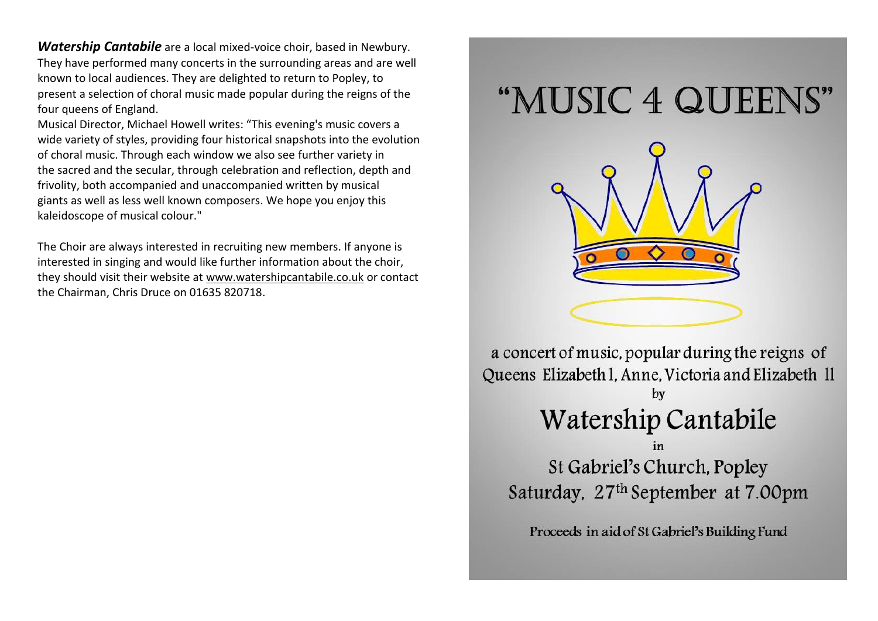***Watership Cantabile*** are a local mixed-voice choir, based in Newbury. They have performed many concerts in the surrounding areas and are well known to local audiences. They are delighted to return to Popley, to present a selection of choral music made popular during the reigns of the four queens of England.

Musical Director, Michael Howell writes: "This evening's music covers a wide variety of styles, providing four historical snapshots into the evolution of choral music. Through each window we also see further variety in the sacred and the secular, through celebration and reflection, depth and frivolity, both accompanied and unaccompanied written by musical giants as well as less well known composers. We hope you enjoy this kaleidoscope of musical colour."

The Choir are always interested in recruiting new members. If anyone is interested in singing and would like further information about the choir, they should visit their website at www.watershipcantabile.co.uk or contact the Chairman, Chris Druce on 01635 820718.

# "MUSIC 4 QUEENS"

a concert of music, popular during the reigns of Queens Elizabeth I, Anne, Victoria and Elizabeth II

by

## Watership Cantabile

in

St Gabriel's Church, Popley

Saturday, 27th September at 7.00pm

Proceeds in aid of St Gabriel's Building Fund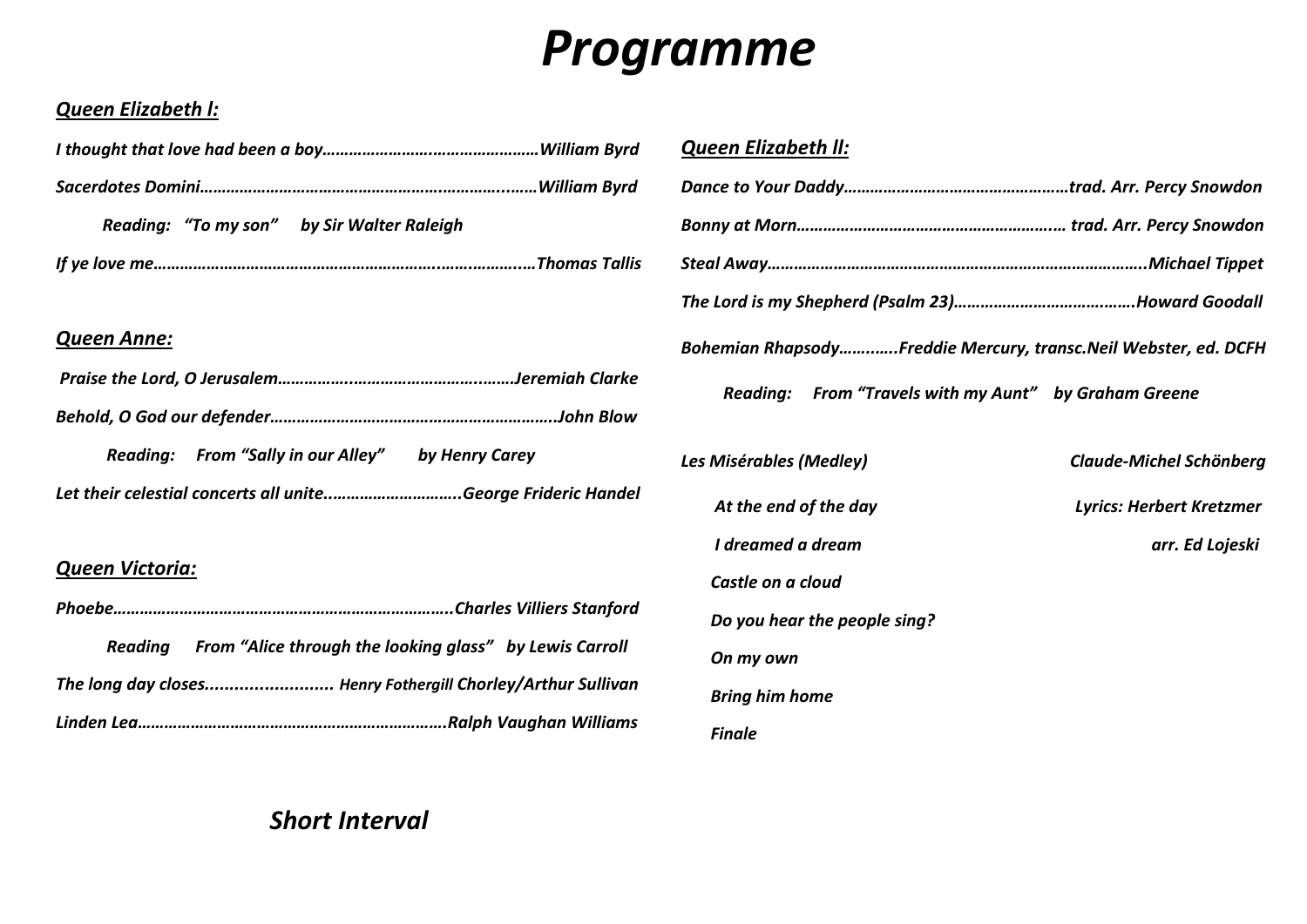# *Programme*

## ***Queen Elizabeth l:***

*I thought that love had been a boy…………………………………………William Byrd*

*Sacerdotes Domini……………………………………………………………..……William Byrd*

*Reading: "To my son" by Sir Walter Raleigh*

*If ye love me………………………………………………………….………..…….…Thomas Tallis*

## ***Queen Anne:***

*Praise the Lord, O Jerusalem……………..……………………………..……Jeremiah Clarke*

*Behold, O God our defender……………………………………………………….John Blow*

*Reading: From "Sally in our Alley" by Henry Carey*

*Let their celestial concerts all unite..………………………..George Frideric Handel*

## ***Queen Victoria:***

*Phoebe…………………………………………………………………..Charles Villiers Stanford*

*Reading From "Alice through the looking glass" by Lewis Carroll*

*The long day closes.......................... Henry Fothergill Chorley/Arthur Sullivan*

*Linden Lea…………………………………………………………….Ralph Vaughan Williams*

***Short Interval***

## ***Queen Elizabeth ll:***

*Dance to Your Daddy……………………………………………trad. Arr. Percy Snowdon*

*Bonny at Morn………………………………………………….… trad. Arr. Percy Snowdon*

*Steal Away………………………………………………………………………….Michael Tippet*

*The Lord is my Shepherd (Psalm 23)………………………….……..Howard Goodall*

*Bohemian Rhapsody…….…..Freddie Mercury, transc.Neil Webster, ed. DCFH*

*Reading: From "Travels with my Aunt" by Graham Greene*

*Les Misérables (Medley) Claude-Michel Schönberg*

*At the end of the day Lyrics: Herbert Kretzmer*

*I dreamed a dream arr. Ed Lojeski*

*Castle on a cloud*

*Do you hear the people sing?*

*On my own*

*Bring him home*

*Finale*